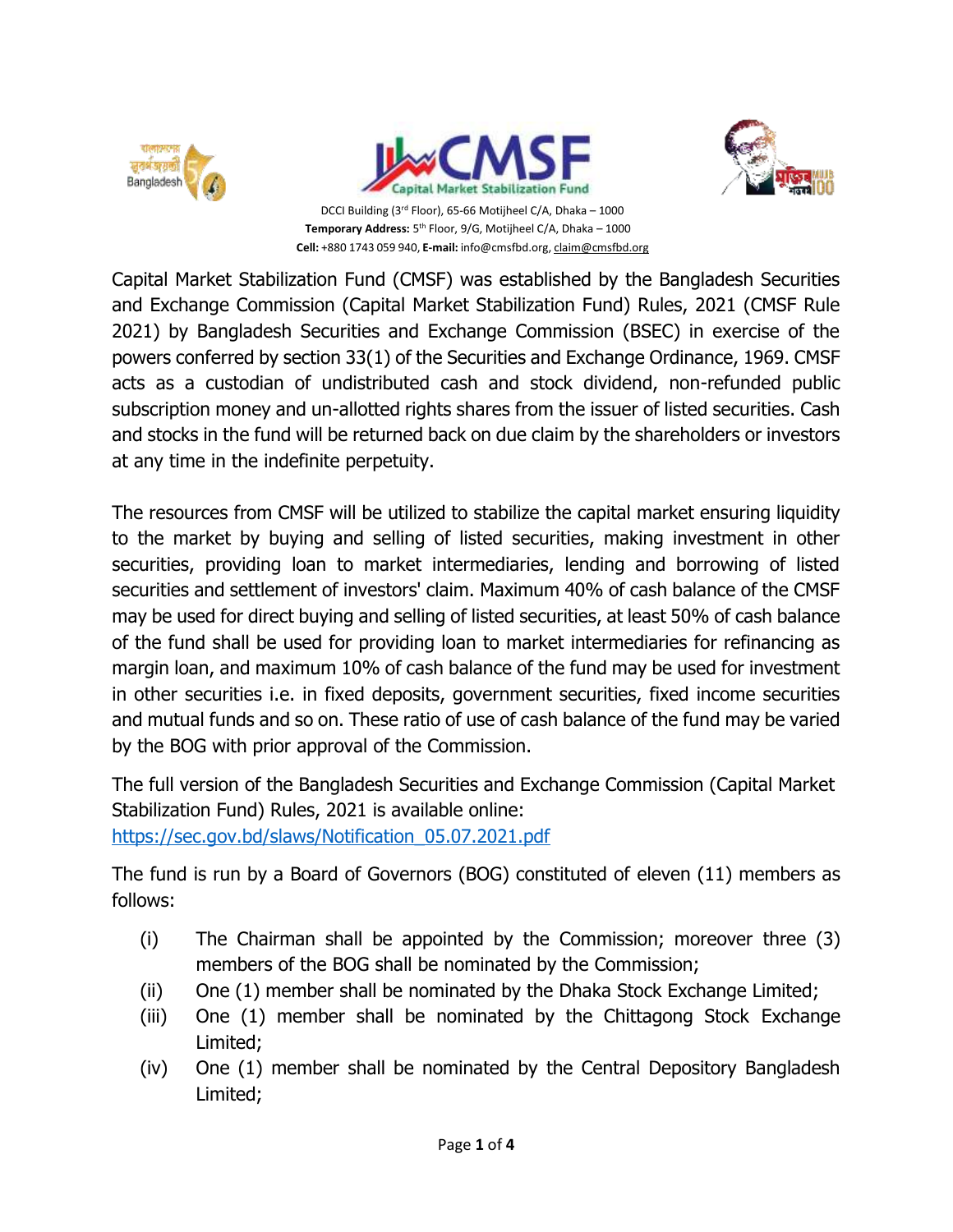DCCI Building (3rd Floor), 65-66 Motijheel C/A, Dhaka – 1000
**Temporary Address:** 5th Floor, 9/G, Motijheel C/A, Dhaka – 1000
**Cell:** +880 1743 059 940, **E-mail:** info@cmsfbd.org, claim@cmsfbd.org

Capital Market Stabilization Fund (CMSF) was established by the Bangladesh Securities and Exchange Commission (Capital Market Stabilization Fund) Rules, 2021 (CMSF Rule 2021) by Bangladesh Securities and Exchange Commission (BSEC) in exercise of the powers conferred by section 33(1) of the Securities and Exchange Ordinance, 1969. CMSF acts as a custodian of undistributed cash and stock dividend, non-refunded public subscription money and un-allotted rights shares from the issuer of listed securities. Cash and stocks in the fund will be returned back on due claim by the shareholders or investors at any time in the indefinite perpetuity.

The resources from CMSF will be utilized to stabilize the capital market ensuring liquidity to the market by buying and selling of listed securities, making investment in other securities, providing loan to market intermediaries, lending and borrowing of listed securities and settlement of investors' claim. Maximum 40% of cash balance of the CMSF may be used for direct buying and selling of listed securities, at least 50% of cash balance of the fund shall be used for providing loan to market intermediaries for refinancing as margin loan, and maximum 10% of cash balance of the fund may be used for investment in other securities i.e. in fixed deposits, government securities, fixed income securities and mutual funds and so on. These ratio of use of cash balance of the fund may be varied by the BOG with prior approval of the Commission.

The full version of the Bangladesh Securities and Exchange Commission (Capital Market Stabilization Fund) Rules, 2021 is available online: https://sec.gov.bd/slaws/Notification_05.07.2021.pdf

The fund is run by a Board of Governors (BOG) constituted of eleven (11) members as follows:

(i) The Chairman shall be appointed by the Commission; moreover three (3) members of the BOG shall be nominated by the Commission;
(ii) One (1) member shall be nominated by the Dhaka Stock Exchange Limited;
(iii) One (1) member shall be nominated by the Chittagong Stock Exchange Limited;
(iv) One (1) member shall be nominated by the Central Depository Bangladesh Limited;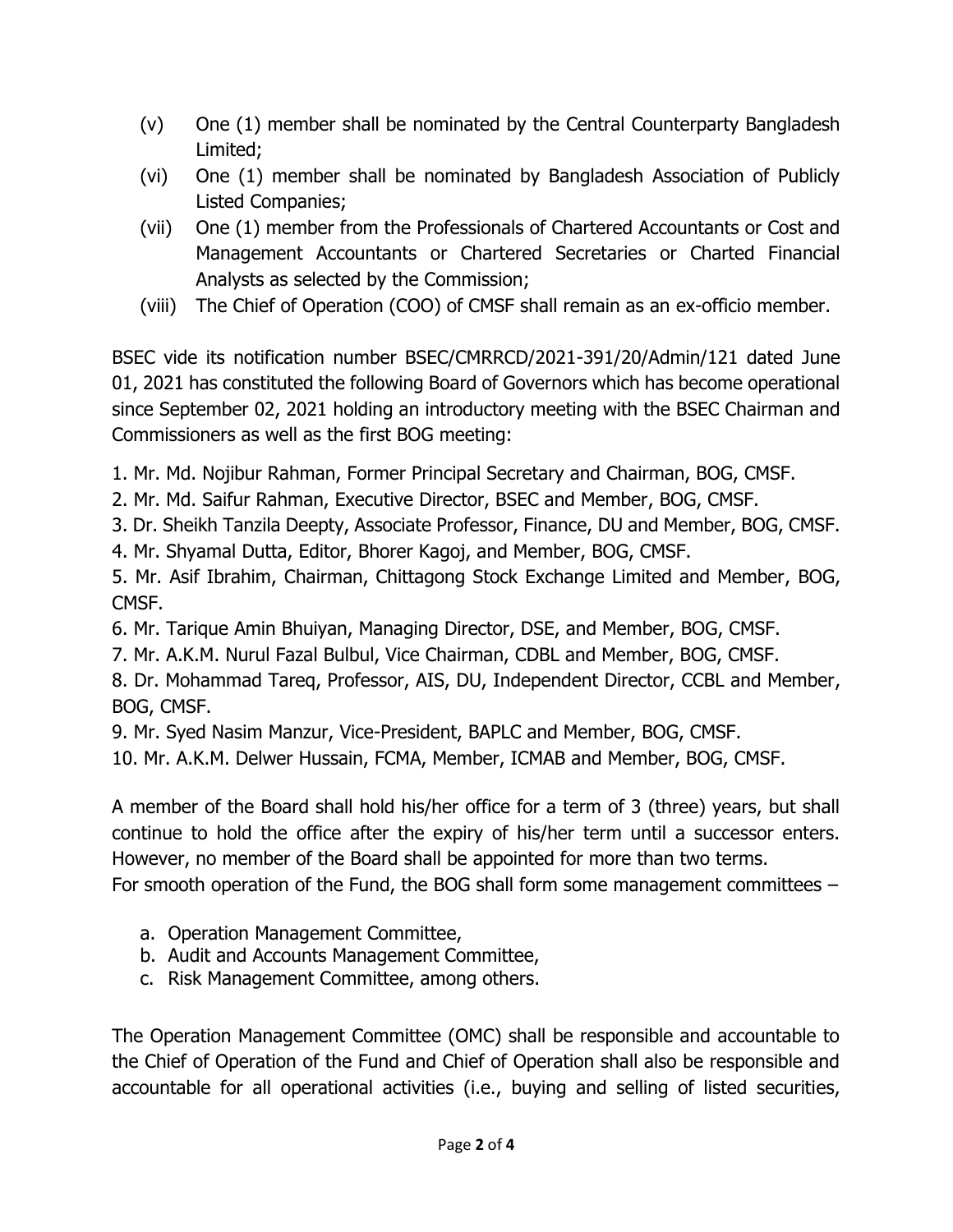(v) One (1) member shall be nominated by the Central Counterparty Bangladesh Limited;

(vi) One (1) member shall be nominated by Bangladesh Association of Publicly Listed Companies;

(vii) One (1) member from the Professionals of Chartered Accountants or Cost and Management Accountants or Chartered Secretaries or Charted Financial Analysts as selected by the Commission;

(viii) The Chief of Operation (COO) of CMSF shall remain as an ex-officio member.

BSEC vide its notification number BSEC/CMRRCD/2021-391/20/Admin/121 dated June 01, 2021 has constituted the following Board of Governors which has become operational since September 02, 2021 holding an introductory meeting with the BSEC Chairman and Commissioners as well as the first BOG meeting:

1. Mr. Md. Nojibur Rahman, Former Principal Secretary and Chairman, BOG, CMSF.
2. Mr. Md. Saifur Rahman, Executive Director, BSEC and Member, BOG, CMSF.
3. Dr. Sheikh Tanzila Deepty, Associate Professor, Finance, DU and Member, BOG, CMSF.
4. Mr. Shyamal Dutta, Editor, Bhorer Kagoj, and Member, BOG, CMSF.
5. Mr. Asif Ibrahim, Chairman, Chittagong Stock Exchange Limited and Member, BOG, CMSF.
6. Mr. Tarique Amin Bhuiyan, Managing Director, DSE, and Member, BOG, CMSF.
7. Mr. A.K.M. Nurul Fazal Bulbul, Vice Chairman, CDBL and Member, BOG, CMSF.
8. Dr. Mohammad Tareq, Professor, AIS, DU, Independent Director, CCBL and Member, BOG, CMSF.
9. Mr. Syed Nasim Manzur, Vice-President, BAPLC and Member, BOG, CMSF.
10. Mr. A.K.M. Delwer Hussain, FCMA, Member, ICMAB and Member, BOG, CMSF.

A member of the Board shall hold his/her office for a term of 3 (three) years, but shall continue to hold the office after the expiry of his/her term until a successor enters. However, no member of the Board shall be appointed for more than two terms.
For smooth operation of the Fund, the BOG shall form some management committees –

a. Operation Management Committee,
b. Audit and Accounts Management Committee,
c. Risk Management Committee, among others.

The Operation Management Committee (OMC) shall be responsible and accountable to the Chief of Operation of the Fund and Chief of Operation shall also be responsible and accountable for all operational activities (i.e., buying and selling of listed securities,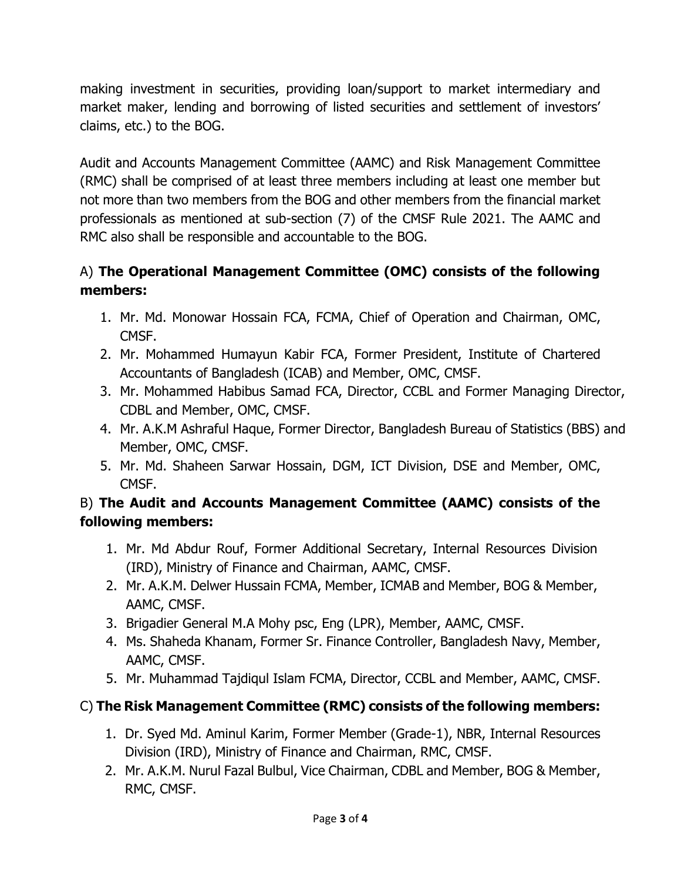making investment in securities, providing loan/support to market intermediary and market maker, lending and borrowing of listed securities and settlement of investors' claims, etc.) to the BOG.

Audit and Accounts Management Committee (AAMC) and Risk Management Committee (RMC) shall be comprised of at least three members including at least one member but not more than two members from the BOG and other members from the financial market professionals as mentioned at sub-section (7) of the CMSF Rule 2021. The AAMC and RMC also shall be responsible and accountable to the BOG.

A) **The Operational Management Committee (OMC) consists of the following members:**

1. Mr. Md. Monowar Hossain FCA, FCMA, Chief of Operation and Chairman, OMC, CMSF.
2. Mr. Mohammed Humayun Kabir FCA, Former President, Institute of Chartered Accountants of Bangladesh (ICAB) and Member, OMC, CMSF.
3. Mr. Mohammed Habibus Samad FCA, Director, CCBL and Former Managing Director, CDBL and Member, OMC, CMSF.
4. Mr. A.K.M Ashraful Haque, Former Director, Bangladesh Bureau of Statistics (BBS) and Member, OMC, CMSF.
5. Mr. Md. Shaheen Sarwar Hossain, DGM, ICT Division, DSE and Member, OMC, CMSF.

B) **The Audit and Accounts Management Committee (AAMC) consists of the following members:**

1. Mr. Md Abdur Rouf, Former Additional Secretary, Internal Resources Division (IRD), Ministry of Finance and Chairman, AAMC, CMSF.
2. Mr. A.K.M. Delwer Hussain FCMA, Member, ICMAB and Member, BOG & Member, AAMC, CMSF.
3. Brigadier General M.A Mohy psc, Eng (LPR), Member, AAMC, CMSF.
4. Ms. Shaheda Khanam, Former Sr. Finance Controller, Bangladesh Navy, Member, AAMC, CMSF.
5. Mr. Muhammad Tajdiqul Islam FCMA, Director, CCBL and Member, AAMC, CMSF.

C) **The Risk Management Committee (RMC) consists of the following members:**

1. Dr. Syed Md. Aminul Karim, Former Member (Grade-1), NBR, Internal Resources Division (IRD), Ministry of Finance and Chairman, RMC, CMSF.
2. Mr. A.K.M. Nurul Fazal Bulbul, Vice Chairman, CDBL and Member, BOG & Member, RMC, CMSF.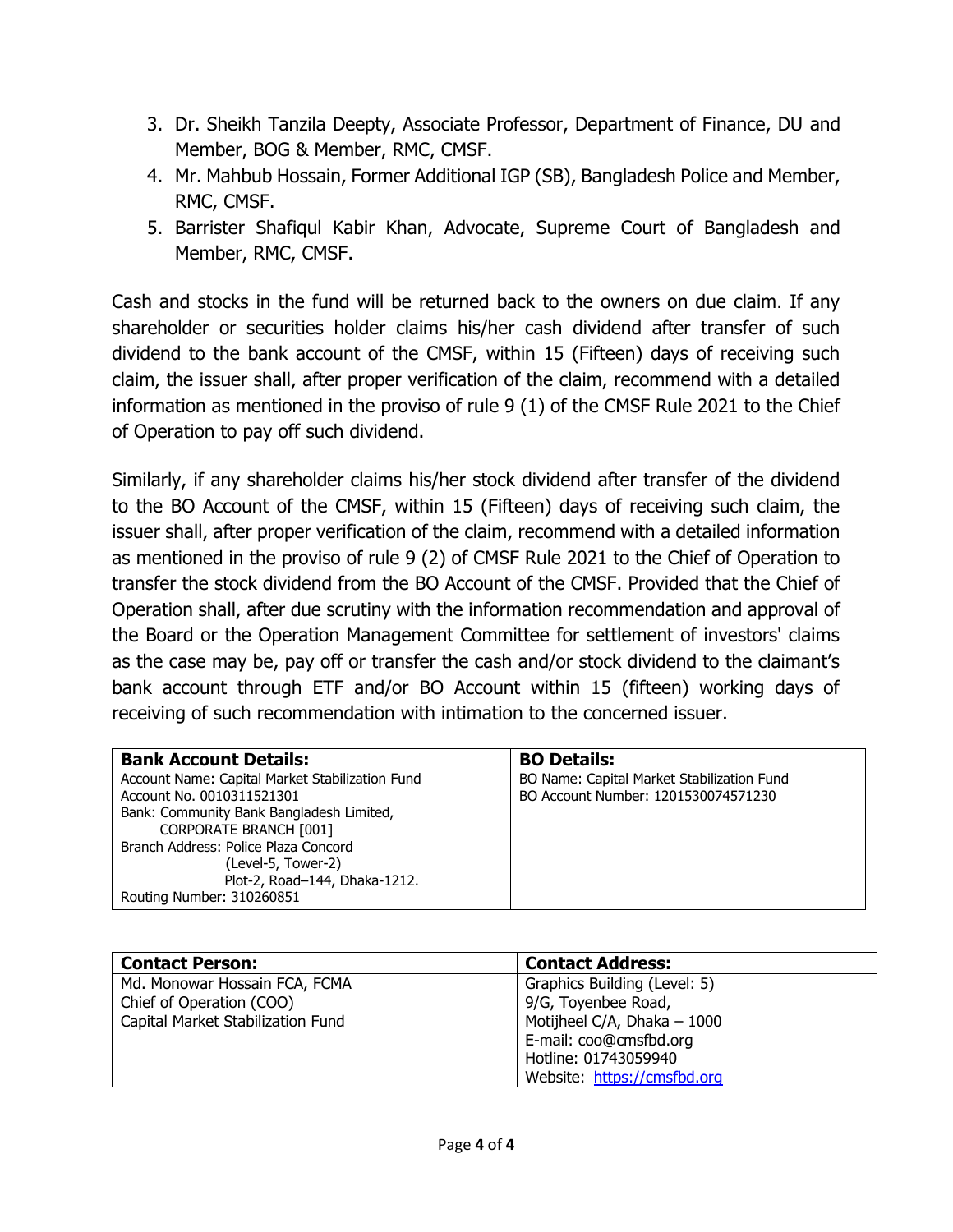3. Dr. Sheikh Tanzila Deepty, Associate Professor, Department of Finance, DU and Member, BOG & Member, RMC, CMSF.
4. Mr. Mahbub Hossain, Former Additional IGP (SB), Bangladesh Police and Member, RMC, CMSF.
5. Barrister Shafiqul Kabir Khan, Advocate, Supreme Court of Bangladesh and Member, RMC, CMSF.

Cash and stocks in the fund will be returned back to the owners on due claim. If any shareholder or securities holder claims his/her cash dividend after transfer of such dividend to the bank account of the CMSF, within 15 (Fifteen) days of receiving such claim, the issuer shall, after proper verification of the claim, recommend with a detailed information as mentioned in the proviso of rule 9 (1) of the CMSF Rule 2021 to the Chief of Operation to pay off such dividend.

Similarly, if any shareholder claims his/her stock dividend after transfer of the dividend to the BO Account of the CMSF, within 15 (Fifteen) days of receiving such claim, the issuer shall, after proper verification of the claim, recommend with a detailed information as mentioned in the proviso of rule 9 (2) of CMSF Rule 2021 to the Chief of Operation to transfer the stock dividend from the BO Account of the CMSF. Provided that the Chief of Operation shall, after due scrutiny with the information recommendation and approval of the Board or the Operation Management Committee for settlement of investors' claims as the case may be, pay off or transfer the cash and/or stock dividend to the claimant's bank account through ETF and/or BO Account within 15 (fifteen) working days of receiving of such recommendation with intimation to the concerned issuer.

| **Bank Account Details:** | **BO Details:** |
|---|---|
| Account Name: Capital Market Stabilization Fund<br>Account No. 0010311521301<br>Bank: Community Bank Bangladesh Limited, CORPORATE BRANCH [001]<br>Branch Address: Police Plaza Concord (Level-5, Tower-2) Plot-2, Road–144, Dhaka-1212.<br>Routing Number: 310260851 | BO Name: Capital Market Stabilization Fund<br>BO Account Number: 1201530074571230 |

| **Contact Person:** | **Contact Address:** |
|---|---|
| Md. Monowar Hossain FCA, FCMA<br>Chief of Operation (COO)<br>Capital Market Stabilization Fund | Graphics Building (Level: 5)<br>9/G, Toyenbee Road,<br>Motijheel C/A, Dhaka – 1000<br>E-mail: coo@cmsfbd.org<br>Hotline: 01743059940<br>Website: https://cmsfbd.org |